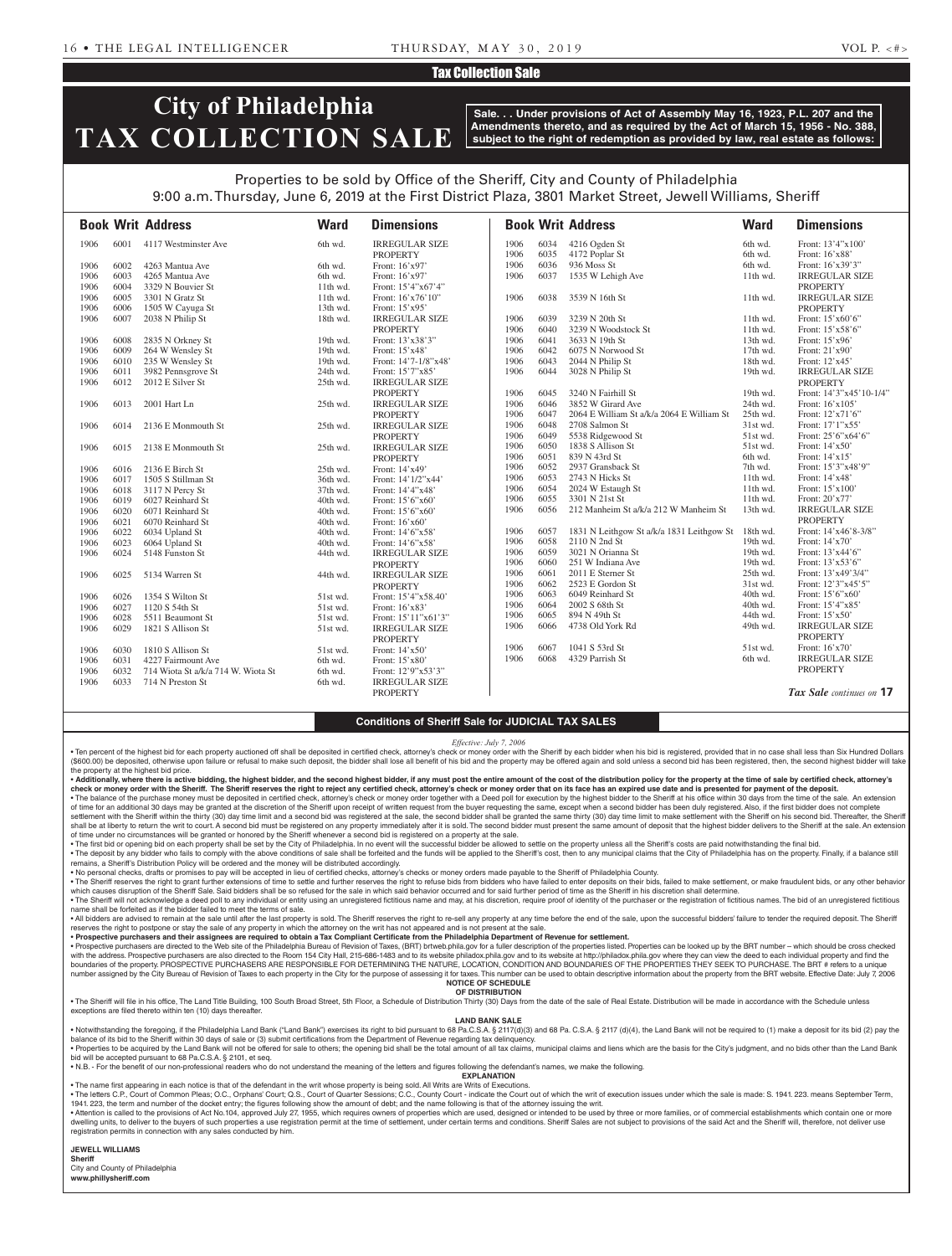## Tax Collection Sale

# City of Philadelphia TAX COLLECTION SALE

**Sale. . . Under provisions of Act of Assembly May 16, 1923, P.L. 207 and the Amendments thereto, and as required by the Act of March 15, 1956 - No. 388, subject to the right of redemption as provided by law, real estate as follows:**

Properties to be sold by Office of the Sheriff, City and County of Philadelphia
9:00 a.m. Thursday, June 6, 2019 at the First District Plaza, 3801 Market Street, Jewell Williams, Sheriff

| Book | Writ | Address | Ward | Dimensions |
|---|---|---|---|---|
| 1906 | 6001 | 4117 Westminster Ave | 6th wd. | IRREGULAR SIZE PROPERTY |
| 1906 | 6002 | 4263 Mantua Ave | 6th wd. | Front: 16'x97' |
| 1906 | 6003 | 4265 Mantua Ave | 6th wd. | Front: 16'x97' |
| 1906 | 6004 | 3329 N Bouvier St | 11th wd. | Front: 15'4"x67'4" |
| 1906 | 6005 | 3301 N Gratz St | 11th wd. | Front: 16'x76'10" |
| 1906 | 6006 | 1505 W Cayuga St | 13th wd. | Front: 15'x95' |
| 1906 | 6007 | 2038 N Philip St | 18th wd. | IRREGULAR SIZE PROPERTY |
| 1906 | 6008 | 2835 N Orkney St | 19th wd. | Front: 13'x38'3" |
| 1906 | 6009 | 264 W Wensley St | 19th wd. | Front: 15'x48' |
| 1906 | 6010 | 235 W Wensley St | 19th wd. | Front: 14'7-1/8"x48' |
| 1906 | 6011 | 3982 Pennsgrove St | 24th wd. | Front: 15'7"x85' |
| 1906 | 6012 | 2012 E Silver St | 25th wd. | IRREGULAR SIZE PROPERTY |
| 1906 | 6013 | 2001 Hart Ln | 25th wd. | IRREGULAR SIZE PROPERTY |
| 1906 | 6014 | 2136 E Monmouth St | 25th wd. | IRREGULAR SIZE PROPERTY |
| 1906 | 6015 | 2138 E Monmouth St | 25th wd. | IRREGULAR SIZE PROPERTY |
| 1906 | 6016 | 2136 E Birch St | 25th wd. | Front: 14'x49' |
| 1906 | 6017 | 1505 S Stillman St | 36th wd. | Front: 14'1/2"x44' |
| 1906 | 6018 | 3117 N Percy St | 37th wd. | Front: 14'4"x48' |
| 1906 | 6019 | 6027 Reinhard St | 40th wd. | Front: 15'6"x60' |
| 1906 | 6020 | 6071 Reinhard St | 40th wd. | Front: 15'6"x60' |
| 1906 | 6021 | 6070 Reinhard St | 40th wd. | Front: 16'x60' |
| 1906 | 6022 | 6034 Upland St | 40th wd. | Front: 14'6"x58' |
| 1906 | 6023 | 6064 Upland St | 40th wd. | Front: 14'6"x58' |
| 1906 | 6024 | 5148 Funston St | 44th wd. | IRREGULAR SIZE PROPERTY |
| 1906 | 6025 | 5134 Warren St | 44th wd. | IRREGULAR SIZE PROPERTY |
| 1906 | 6026 | 1354 S Wilton St | 51st wd. | Front: 15'4"x58.40' |
| 1906 | 6027 | 1120 S 54th St | 51st wd. | Front: 16'x83' |
| 1906 | 6028 | 5511 Beaumont St | 51st wd. | Front: 15'11"x61'3" |
| 1906 | 6029 | 1821 S Allison St | 51st wd. | IRREGULAR SIZE PROPERTY |
| 1906 | 6030 | 1810 S Allison St | 51st wd. | Front: 14'x50' |
| 1906 | 6031 | 4227 Fairmount Ave | 6th wd. | Front: 15'x80' |
| 1906 | 6032 | 714 Wiota St a/k/a 714 W. Wiota St | 6th wd. | Front: 12'9"x53'3" |
| 1906 | 6033 | 714 N Preston St | 6th wd. | IRREGULAR SIZE PROPERTY |
| 1906 | 6034 | 4216 Ogden St | 6th wd. | Front: 13'4"x100' |
| 1906 | 6035 | 4172 Poplar St | 6th wd. | Front: 16'x88' |
| 1906 | 6036 | 936 Moss St | 6th wd. | Front: 16'x39'3" |
| 1906 | 6037 | 1535 W Lehigh Ave | 11th wd. | IRREGULAR SIZE PROPERTY |
| 1906 | 6038 | 3539 N 16th St | 11th wd. | IRREGULAR SIZE PROPERTY |
| 1906 | 6039 | 3239 N 20th St | 11th wd. | Front: 15'x60'6" |
| 1906 | 6040 | 3239 N Woodstock St | 11th wd. | Front: 15'x58'6" |
| 1906 | 6041 | 3633 N 19th St | 13th wd. | Front: 15'x96' |
| 1906 | 6042 | 6075 N Norwood St | 17th wd. | Front: 21'x90' |
| 1906 | 6043 | 2044 N Philip St | 18th wd. | Front: 12'x45' |
| 1906 | 6044 | 3028 N Philip St | 19th wd. | IRREGULAR SIZE PROPERTY |
| 1906 | 6045 | 3240 N Fairhill St | 19th wd. | Front: 14'3"x45'10-1/4" |
| 1906 | 6046 | 3852 W Girard Ave | 24th wd. | Front: 16'x105' |
| 1906 | 6047 | 2064 E William St a/k/a 2064 E William St | 25th wd. | Front: 12'x71'6" |
| 1906 | 6048 | 2708 Salmon St | 31st wd. | Front: 17'1"x55' |
| 1906 | 6049 | 5538 Ridgewood St | 51st wd. | Front: 25'6"x64'6" |
| 1906 | 6050 | 1838 S Allison St | 51st wd. | Front: 14'x50' |
| 1906 | 6051 | 839 N 43rd St | 6th wd. | Front: 14'x15' |
| 1906 | 6052 | 2937 Gransback St | 7th wd. | Front: 15'3"x48'9" |
| 1906 | 6053 | 2743 N Hicks St | 11th wd. | Front: 14'x48' |
| 1906 | 6054 | 2024 W Estaugh St | 11th wd. | Front: 15'x100' |
| 1906 | 6055 | 3301 N 21st St | 11th wd. | Front: 20'x77' |
| 1906 | 6056 | 212 Manheim St a/k/a 212 W Manheim St | 13th wd. | IRREGULAR SIZE PROPERTY |
| 1906 | 6057 | 1831 N Leithgow St a/k/a 1831 Leithgow St | 18th wd. | Front: 14'x46'8-3/8" |
| 1906 | 6058 | 2110 N 2nd St | 19th wd. | Front: 14'x70' |
| 1906 | 6059 | 3021 N Orianna St | 19th wd. | Front: 13'x44'6" |
| 1906 | 6060 | 251 W Indiana Ave | 19th wd. | Front: 13'x53'6" |
| 1906 | 6061 | 2011 E Sterner St | 25th wd. | Front: 13'x49'3/4" |
| 1906 | 6062 | 2523 E Gordon St | 31st wd. | Front: 12'3"x45'5" |
| 1906 | 6063 | 6049 Reinhard St | 40th wd. | Front: 15'6"x60' |
| 1906 | 6064 | 2002 S 68th St | 40th wd. | Front: 15'4"x85' |
| 1906 | 6065 | 894 N 49th St | 44th wd. | Front: 15'x50' |
| 1906 | 6066 | 4738 Old York Rd | 49th wd. | IRREGULAR SIZE PROPERTY |
| 1906 | 6067 | 1041 S 53rd St | 51st wd. | Front: 16'x70' |
| 1906 | 6068 | 4329 Parrish St | 6th wd. | IRREGULAR SIZE PROPERTY |

*Tax Sale continues on* **17**

### Conditions of Sheriff Sale for JUDICIAL TAX SALES

*Effective: July 7, 2006*

• Ten percent of the highest bid for each property auctioned off shall be deposited in certified check, attorney's check or money order with the Sheriff by each bidder when his bid is registered, provided that in no case shall less than Six Hundred Dollars ($600.00) be deposited, otherwise upon failure or refusal to make such deposit, the bidder shall lose all benefit of his bid and the property may be offered again and sold unless a second bid has been registered, then, the second highest bidder will take the property at the highest bid price.

• **Additionally, where there is active bidding, the highest bidder, and the second highest bidder, if any must post the entire amount of the cost of the distribution policy for the property at the time of sale by certified check, attorney's check or money order with the Sheriff. The Sheriff reserves the right to reject any certified check, attorney's check or money order that on its face has an expired use date and is presented for payment of the deposit.**

• The balance of the purchase money must be deposited in certified check, attorney's check or money order together with a Deed poll for execution by the highest bidder to the Sheriff at his office within 30 days from the time of the sale. An extension of time for an additional 30 days may be granted at the discretion of the Sheriff upon receipt of written request from the buyer requesting the same, except when a second bidder has been duly registered. Also, if the first bidder does not complete settlement with the Sheriff within the thirty (30) day time limit and a second bid was registered at the sale, the second bidder shall be granted the same thirty (30) day time limit to make settlement with the Sheriff on his second bid. Thereafter, the Sheriff shall be at liberty to return the writ to court. A second bid must be registered on any property immediately after it is sold. The second bidder must present the same amount of deposit that the highest bidder delivers to the Sheriff at the sale. An extension of time under no circumstances will be granted or honored by the Sheriff whenever a second bid is registered on a property at the sale.

• The first bid or opening bid on each property shall be set by the City of Philadelphia. In no event will the successful bidder be allowed to settle on the property unless all the Sheriff's costs are paid notwithstanding the final bid.

• The deposit by any bidder who fails to comply with the above conditions of sale shall be forfeited and the funds will be applied to the Sheriff's cost, then to any municipal claims that the City of Philadelphia has on the property. Finally, if a balance still remains, a Sheriff's Distribution Policy will be ordered and the money will be distributed accordingly.

• No personal checks, drafts or promises to pay will be accepted in lieu of certified checks, attorney's checks or money orders made payable to the Sheriff of Philadelphia County.

• The Sheriff reserves the right to grant further extensions of time to settle and further reserves the right to refuse bids from bidders who have failed to enter deposits on their bids, failed to make settlement, or make fraudulent bids, or any other behavior which causes disruption of the Sheriff Sale. Said bidders shall be so refused for the sale in which said behavior occurred and for said further period of time as the Sheriff in his discretion shall determine.

• The Sheriff will not acknowledge a deed poll to any individual or entity using an unregistered fictitious name and may, at his discretion, require proof of identity of the purchaser or the registration of fictitious names. The bid of an unregistered fictitious name shall be forfeited as if the bidder failed to meet the terms of sale.

• All bidders are advised to remain at the sale until after the last property is sold. The Sheriff reserves the right to re-sell any property at any time before the end of the sale, upon the successful bidders' failure to tender the required deposit. The Sheriff reserves the right to postpone or stay the sale of any property in which the attorney on the writ has not appeared and is not present at the sale.

• **Prospective purchasers and their assignees are required to obtain a Tax Compliant Certificate from the Philadelphia Department of Revenue for settlement.**

• Prospective purchasers are directed to the Web site of the Philadelphia Bureau of Revision of Taxes, (BRT) brtweb.phila.gov for a fuller description of the properties listed. Properties can be looked up by the BRT number – which should be cross checked with the address. Prospective purchasers are also directed to the Room 154 City Hall, 215-686-1483 and to its website philadox.phila.gov and to its website at http://philadox.phila.gov where they can view the deed to each individual property and find the boundaries of the property. PROSPECTIVE PURCHASERS ARE RESPONSIBLE FOR DETERMINING THE NATURE, LOCATION, CONDITION AND BOUNDARIES OF THE PROPERTIES THEY SEEK TO PURCHASE. The BRT # refers to a unique number assigned by the City Bureau of Revision of Taxes to each property in the City for the purpose of assessing it for taxes. This number can be used to obtain descriptive information about the property from the BRT website. Effective Date: July 7, 2006

**NOTICE OF SCHEDULE OF DISTRIBUTION**

• The Sheriff will file in his office, The Land Title Building, 100 South Broad Street, 5th Floor, a Schedule of Distribution Thirty (30) Days from the date of the sale of Real Estate. Distribution will be made in accordance with the Schedule unless exceptions are filed thereto within ten (10) days thereafter.

**LAND BANK SALE**

• Notwithstanding the foregoing, if the Philadelphia Land Bank ("Land Bank") exercises its right to bid pursuant to 68 Pa.C.S.A. § 2117(d)(3) and 68 Pa. C.S.A. § 2117 (d)(4), the Land Bank will not be required to (1) make a deposit for its bid (2) pay the balance of its bid to the Sheriff within 30 days of sale or (3) submit certifications from the Department of Revenue regarding tax delinquency.

• Properties to be acquired by the Land Bank will not be offered for sale to others; the opening bid shall be the total amount of all tax claims, municipal claims and liens which are the basis for the City's judgment, and no bids other than the Land Bank bid will be accepted pursuant to 68 Pa.C.S.A. § 2101, et seq.

• N.B. - For the benefit of our non-professional readers who do not understand the meaning of the letters and figures following the defendant's names, we make the following.

**EXPLANATION**

• The name first appearing in each notice is that of the defendant in the writ whose property is being sold. All Writs are Writs of Executions.

• The letters C.P., Court of Common Pleas; O.C., Orphans' Court; Q.S., Court of Quarter Sessions; C.C., County Court - indicate the Court out of which the writ of execution issues under which the sale is made: S. 1941. 223. means September Term, 1941. 223, the term and number of the docket entry; the figures following show the amount of debt; and the name following is that of the attorney issuing the writ.

• Attention is called to the provisions of Act No.104, approved July 27, 1955, which requires owners of properties which are used, designed or intended to be used by three or more families, or of commercial establishments which contain one or more dwelling units, to deliver to the buyers of such properties a use registration permit at the time of settlement, under certain terms and conditions. Sheriff Sales are not subject to provisions of the said Act and the Sheriff will, therefore, not deliver use registration permits in connection with any sales conducted by him.

**JEWELL WILLIAMS**
**Sheriff**
City and County of Philadelphia
**www.phillysheriff.com**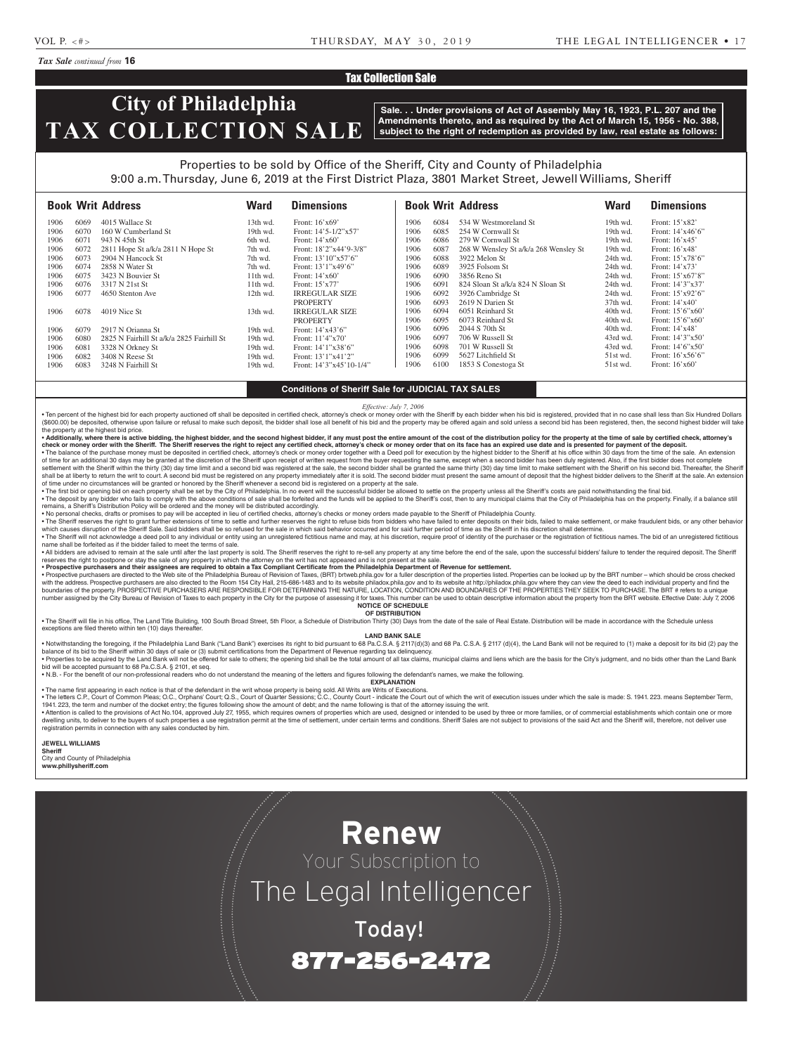*Tax Sale continued from* **16**

**Tax Collection Sale**

# City of Philadelphia TAX COLLECTION SALE

**Sale. . . Under provisions of Act of Assembly May 16, 1923, P.L. 207 and the Amendments thereto, and as required by the Act of March 15, 1956 - No. 388, subject to the right of redemption as provided by law, real estate as follows:**

Properties to be sold by Office of the Sheriff, City and County of Philadelphia
9:00 a.m. Thursday, June 6, 2019 at the First District Plaza, 3801 Market Street, Jewell Williams, Sheriff

| Book | Writ | Address | Ward | Dimensions |
|---|---|---|---|---|
| 1906 | 6069 | 4015 Wallace St | 13th wd. | Front: 16'x69' |
| 1906 | 6070 | 160 W Cumberland St | 19th wd. | Front: 14'5-1/2"x57' |
| 1906 | 6071 | 943 N 45th St | 6th wd. | Front: 14'x60' |
| 1906 | 6072 | 2811 Hope St a/k/a 2811 N Hope St | 7th wd. | Front: 18'2"x44'9-3/8" |
| 1906 | 6073 | 2904 N Hancock St | 7th wd. | Front: 13'10"x57'6" |
| 1906 | 6074 | 2858 N Water St | 7th wd. | Front: 13'1"x49'6" |
| 1906 | 6075 | 3423 N Bouvier St | 11th wd. | Front: 14'x60' |
| 1906 | 6076 | 3317 N 21st St | 11th wd. | Front: 15'x77' |
| 1906 | 6077 | 4650 Stenton Ave | 12th wd. | IRREGULAR SIZE PROPERTY |
| 1906 | 6078 | 4019 Nice St | 13th wd. | IRREGULAR SIZE PROPERTY |
| 1906 | 6079 | 2917 N Orianna St | 19th wd. | Front: 14'x43'6" |
| 1906 | 6080 | 2825 N Fairhill St a/k/a 2825 Fairhill St | 19th wd. | Front: 11'4"x70' |
| 1906 | 6081 | 3328 N Orkney St | 19th wd. | Front: 14'1"x38'6" |
| 1906 | 6082 | 3408 N Reese St | 19th wd. | Front: 13'1"x41'2" |
| 1906 | 6083 | 3248 N Fairhill St | 19th wd. | Front: 14'3"x45'10-1/4" |
| 1906 | 6084 | 534 W Westmoreland St | 19th wd. | Front: 15'x82' |
| 1906 | 6085 | 254 W Cornwall St | 19th wd. | Front: 14'x46'6" |
| 1906 | 6086 | 279 W Cornwall St | 19th wd. | Front: 16'x45' |
| 1906 | 6087 | 268 W Wensley St a/k/a 268 Wensley St | 19th wd. | Front: 16'x48' |
| 1906 | 6088 | 3922 Melon St | 24th wd. | Front: 15'x78'6" |
| 1906 | 6089 | 3925 Folsom St | 24th wd. | Front: 14'x73' |
| 1906 | 6090 | 3856 Reno St | 24th wd. | Front: 15'x67'8" |
| 1906 | 6091 | 824 Sloan St a/k/a 824 N Sloan St | 24th wd. | Front: 14'3"x37' |
| 1906 | 6092 | 3926 Cambridge St | 24th wd. | Front: 15'x92'6" |
| 1906 | 6093 | 2619 N Darien St | 37th wd. | Front: 14'x40' |
| 1906 | 6094 | 6051 Reinhard St | 40th wd. | Front: 15'6"x60' |
| 1906 | 6095 | 6073 Reinhard St | 40th wd. | Front: 15'6"x60' |
| 1906 | 6096 | 2044 S 70th St | 40th wd. | Front: 14'x48' |
| 1906 | 6097 | 706 W Russell St | 43rd wd. | Front: 14'3"x50' |
| 1906 | 6098 | 701 W Russell St | 43rd wd. | Front: 14'6"x50' |
| 1906 | 6099 | 5627 Litchfield St | 51st wd. | Front: 16'x56'6" |
| 1906 | 6100 | 1853 S Conestoga St | 51st wd. | Front: 16'x60' |

### Conditions of Sheriff Sale for JUDICIAL TAX SALES

*Effective: July 7, 2006*

• Ten percent of the highest bid for each property auctioned off shall be deposited in certified check, attorney's check or money order with the Sheriff by each bidder when his bid is registered, provided that in no case shall less than Six Hundred Dollars ($600.00) be deposited, otherwise upon failure or refusal to make such deposit, the bidder shall lose all benefit of his bid and the property may be offered again and sold unless a second bid has been registered, then, the second highest bidder will take the property at the highest bid price.

**• Additionally, where there is active bidding, the highest bidder, and the second highest bidder, if any must post the entire amount of the cost of the distribution policy for the property at the time of sale by certified check, attorney's check or money order with the Sheriff. The Sheriff reserves the right to reject any certified check, attorney's check or money order that on its face has an expired use date and is presented for payment of the deposit.**

• The balance of the purchase money must be deposited in certified check, attorney's check or money order together with a Deed poll for execution by the highest bidder to the Sheriff at his office within 30 days from the time of the sale. An extension of time for an additional 30 days may be granted at the discretion of the Sheriff upon receipt of written request from the buyer requesting the same, except when a second bidder has been duly registered. Also, if the first bidder does not complete settlement with the Sheriff within the thirty (30) day time limit and a second bid was registered at the sale, the second bidder shall be granted the same thirty (30) day time limit to make settlement with the Sheriff on his second bid. Thereafter, the Sheriff shall be at liberty to return the writ to court. A second bid must be registered on any property immediately after it is sold. The second bidder must present the same amount of deposit that the highest bidder delivers to the Sheriff at the sale. An extension of time under no circumstances will be granted or honored by the Sheriff whenever a second bid is registered on a property at the sale.

• The first bid or opening bid on each property shall be set by the City of Philadelphia. In no event will the successful bidder be allowed to settle on the property unless all the Sheriff's costs are paid notwithstanding the final bid.

• The deposit by any bidder who fails to comply with the above conditions of sale shall be forfeited and the funds will be applied to the Sheriff's cost, then to any municipal claims that the City of Philadelphia has on the property. Finally, if a balance still remains, a Sheriff's Distribution Policy will be ordered and the money will be distributed accordingly.

• No personal checks, drafts or promises to pay will be accepted in lieu of certified checks, attorney's checks or money orders made payable to the Sheriff of Philadelphia County.

• The Sheriff reserves the right to grant further extensions of time to settle and further reserves the right to refuse bids from bidders who have failed to enter deposits on their bids, failed to make settlement, or make fraudulent bids, or any other behavior which causes disruption of the Sheriff Sale. Said bidders shall be so refused for the sale in which said behavior occurred and for said further period of time as the Sheriff in his discretion shall determine.

• The Sheriff will not acknowledge a deed poll to any individual or entity using an unregistered fictitious name and may, at his discretion, require proof of identity of the purchaser or the registration of fictitious names. The bid of an unregistered fictitious name shall be forfeited as if the bidder failed to meet the terms of sale.

• All bidders are advised to remain at the sale until after the last property is sold. The Sheriff reserves the right to re-sell any property at any time before the end of the sale, upon the successful bidders' failure to tender the required deposit. The Sheriff reserves the right to postpone or stay the sale of any property in which the attorney on the writ has not appeared and is not present at the sale.

**• Prospective purchasers and their assignees are required to obtain a Tax Compliant Certificate from the Philadelphia Department of Revenue for settlement.**

• Prospective purchasers are directed to the Web site of the Philadelphia Bureau of Revision of Taxes, (BRT) brtweb.phila.gov for a fuller description of the properties listed. Properties can be looked up by the BRT number – which should be cross checked with the address. Prospective purchasers are also directed to the Room 154 City Hall, 215-686-1483 and to its website philadox.phila.gov and to its website at http://philadox.phila.gov where they can view the deed to each individual property and find the boundaries of the property. PROSPECTIVE PURCHASERS ARE RESPONSIBLE FOR DETERMINING THE NATURE, LOCATION, CONDITION AND BOUNDARIES OF THE PROPERTIES THEY SEEK TO PURCHASE. The BRT # refers to a unique number assigned by the City Bureau of Revision of Taxes to each property in the City for the purpose of assessing it for taxes. This number can be used to obtain descriptive information about the property from the BRT website. Effective Date: July 7, 2006

**NOTICE OF SCHEDULE OF DISTRIBUTION**

• The Sheriff will file in his office, The Land Title Building, 100 South Broad Street, 5th Floor, a Schedule of Distribution Thirty (30) Days from the date of the sale of Real Estate. Distribution will be made in accordance with the Schedule unless exceptions are filed thereto within ten (10) days thereafter.

**LAND BANK SALE**

• Notwithstanding the foregoing, if the Philadelphia Land Bank ("Land Bank") exercises its right to bid pursuant to 68 Pa.C.S.A. § 2117(d)(3) and 68 Pa. C.S.A. § 2117 (d)(4), the Land Bank will not be required to (1) make a deposit for its bid (2) pay the balance of its bid to the Sheriff within 30 days of sale or (3) submit certifications from the Department of Revenue regarding tax delinquency.

• Properties to be acquired by the Land Bank will not be offered for sale to others; the opening bid shall be the total amount of all tax claims, municipal claims and liens which are the basis for the City's judgment, and no bids other than the Land Bank bid will be accepted pursuant to 68 Pa.C.S.A. § 2101, et seq.

• N.B. - For the benefit of our non-professional readers who do not understand the meaning of the letters and figures following the defendant's names, we make the following.

**EXPLANATION**

• The name first appearing in each notice is that of the defendant in the writ whose property is being sold. All Writs are Writs of Executions.

• The letters C.P., Court of Common Pleas; O.C., Orphans' Court; Q.S., Court of Quarter Sessions; C.C., County Court - indicate the Court out of which the writ of execution issues under which the sale is made: S. 1941. 223. means September Term, 1941. 223, the term and number of the docket entry; the figures following show the amount of debt; and the name following is that of the attorney issuing the writ.

• Attention is called to the provisions of Act No.104, approved July 27, 1955, which requires owners of properties which are used, designed or intended to be used by three or more families, or of commercial establishments which contain one or more dwelling units, to deliver to the buyers of such properties a use registration permit at the time of settlement, under certain terms and conditions. Sheriff Sales are not subject to provisions of the said Act and the Sheriff will, therefore, not deliver use registration permits in connection with any sales conducted by him.

**JEWELL WILLIAMS**
**Sheriff**
City and County of Philadelphia
**www.phillysheriff.com**

**Renew**
Your Subscription to
The Legal Intelligencer
Today!
**877-256-2472**